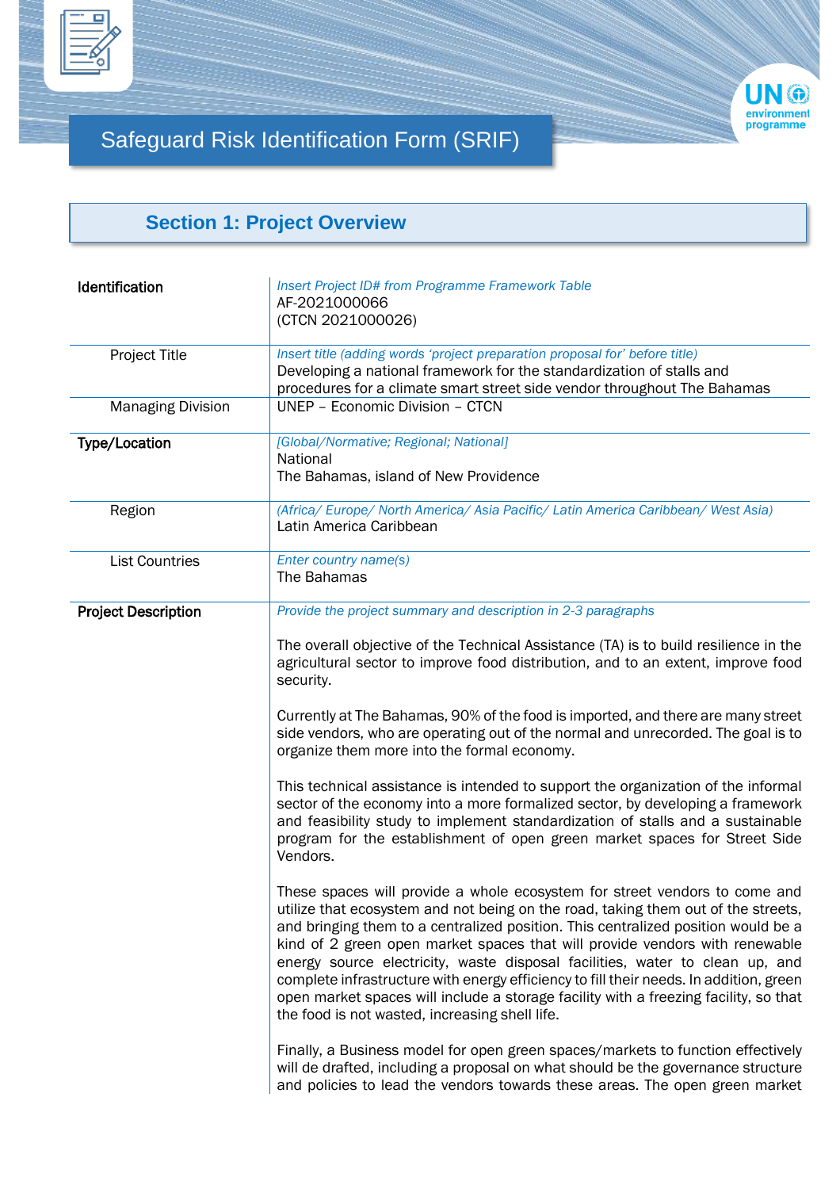# Safeguard Risk Identification Form (SRIF)

## Section 1: Project Overview

| | |
|---|---|
| **Identification** | *Insert Project ID# from Programme Framework Table*<br>AF-2021000066<br>(CTCN 2021000026) |
| Project Title | *Insert title (adding words 'project preparation proposal for' before title)*<br>Developing a national framework for the standardization of stalls and procedures for a climate smart street side vendor throughout The Bahamas |
| Managing Division | UNEP – Economic Division – CTCN |
| **Type/Location** | *[Global/Normative; Regional; National]*<br>National<br>The Bahamas, island of New Providence |
| Region | *(Africa/ Europe/ North America/ Asia Pacific/ Latin America Caribbean/ West Asia)*<br>Latin America Caribbean |
| List Countries | *Enter country name(s)*<br>The Bahamas |
| **Project Description** | *Provide the project summary and description in 2-3 paragraphs*<br><br>The overall objective of the Technical Assistance (TA) is to build resilience in the agricultural sector to improve food distribution, and to an extent, improve food security.<br><br>Currently at The Bahamas, 90% of the food is imported, and there are many street side vendors, who are operating out of the normal and unrecorded. The goal is to organize them more into the formal economy.<br><br>This technical assistance is intended to support the organization of the informal sector of the economy into a more formalized sector, by developing a framework and feasibility study to implement standardization of stalls and a sustainable program for the establishment of open green market spaces for Street Side Vendors.<br><br>These spaces will provide a whole ecosystem for street vendors to come and utilize that ecosystem and not being on the road, taking them out of the streets, and bringing them to a centralized position. This centralized position would be a kind of 2 green open market spaces that will provide vendors with renewable energy source electricity, waste disposal facilities, water to clean up, and complete infrastructure with energy efficiency to fill their needs. In addition, green open market spaces will include a storage facility with a freezing facility, so that the food is not wasted, increasing shell life.<br><br>Finally, a Business model for open green spaces/markets to function effectively will de drafted, including a proposal on what should be the governance structure and policies to lead the vendors towards these areas. The open green market |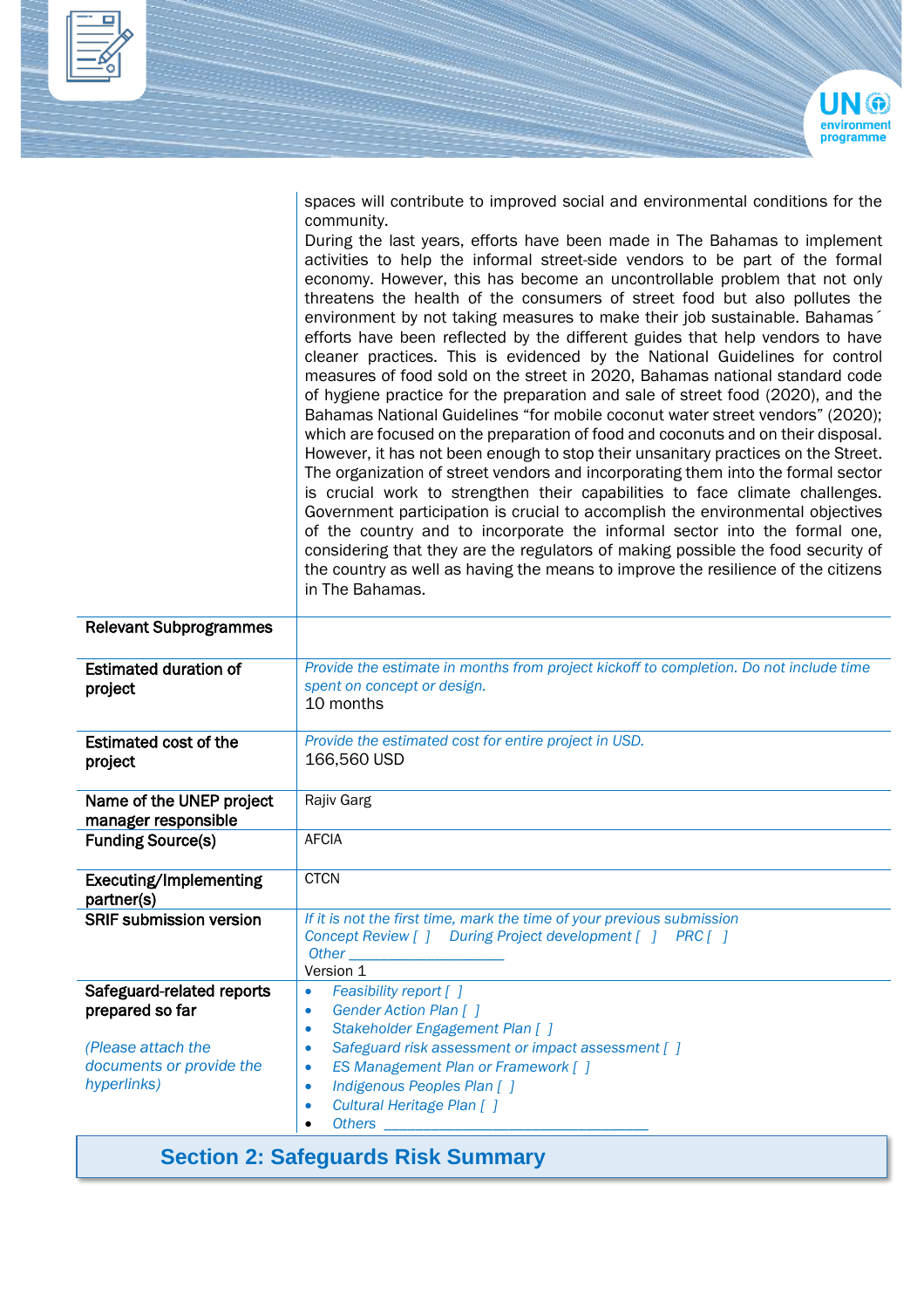| | |
|---|---|
| | spaces will contribute to improved social and environmental conditions for the community.<br>During the last years, efforts have been made in The Bahamas to implement activities to help the informal street-side vendors to be part of the formal economy. However, this has become an uncontrollable problem that not only threatens the health of the consumers of street food but also pollutes the environment by not taking measures to make their job sustainable. Bahamas´ efforts have been reflected by the different guides that help vendors to have cleaner practices. This is evidenced by the National Guidelines for control measures of food sold on the street in 2020, Bahamas national standard code of hygiene practice for the preparation and sale of street food (2020), and the Bahamas National Guidelines "for mobile coconut water street vendors" (2020); which are focused on the preparation of food and coconuts and on their disposal. However, it has not been enough to stop their unsanitary practices on the Street. The organization of street vendors and incorporating them into the formal sector is crucial work to strengthen their capabilities to face climate challenges. Government participation is crucial to accomplish the environmental objectives of the country and to incorporate the informal sector into the formal one, considering that they are the regulators of making possible the food security of the country as well as having the means to improve the resilience of the citizens in The Bahamas. |
| **Relevant Subprogrammes** | |
| **Estimated duration of project** | *Provide the estimate in months from project kickoff to completion. Do not include time spent on concept or design.*<br>10 months |
| **Estimated cost of the project** | *Provide the estimated cost for entire project in USD.*<br>166,560 USD |
| **Name of the UNEP project manager responsible** | Rajiv Garg |
| **Funding Source(s)** | AFCIA |
| **Executing/Implementing partner(s)** | CTCN |
| **SRIF submission version** | *If it is not the first time, mark the time of your previous submission*<br>*Concept Review [ ]   During Project development [ ]   PRC [ ]*<br>*Other \_\_\_\_\_\_\_\_\_\_\_\_\_\_\_\_\_\_\_\_*<br>Version 1 |
| **Safeguard-related reports prepared so far**<br><br>*(Please attach the documents or provide the hyperlinks)* | • *Feasibility report [ ]*<br>• *Gender Action Plan [ ]*<br>• *Stakeholder Engagement Plan [ ]*<br>• *Safeguard risk assessment or impact assessment [ ]*<br>• *ES Management Plan or Framework [ ]*<br>• *Indigenous Peoples Plan [ ]*<br>• *Cultural Heritage Plan [ ]*<br>• *Others \_\_\_\_\_\_\_\_\_\_\_\_\_\_\_\_\_\_\_\_\_\_\_\_\_\_\_\_\_\_\_\_\_\_\_* |

## Section 2: Safeguards Risk Summary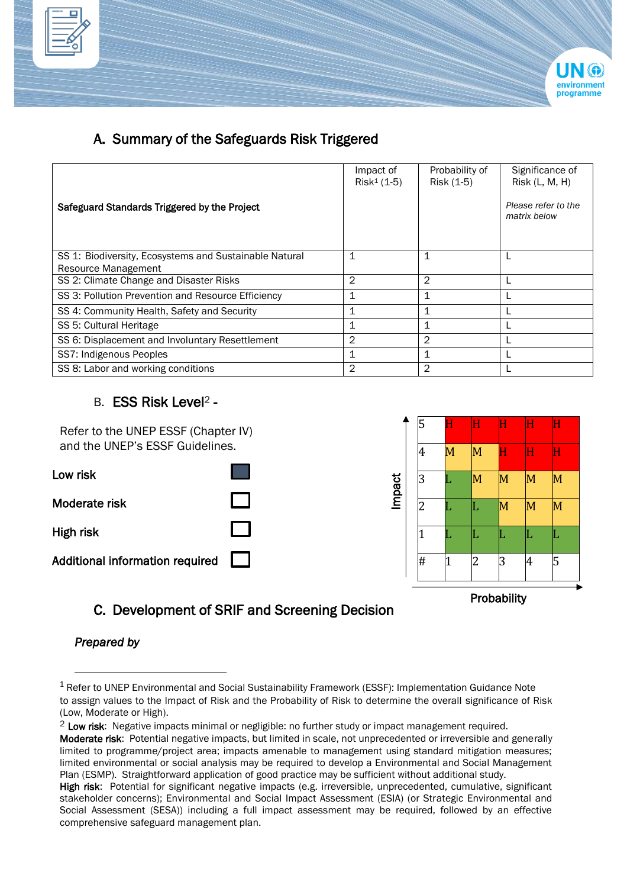## A. Summary of the Safeguards Risk Triggered

| Safeguard Standards Triggered by the Project | Impact of Risk[1] (1-5) | Probability of Risk (1-5) | Significance of Risk (L, M, H) *Please refer to the matrix below* |
|---|---|---|---|
| SS 1: Biodiversity, Ecosystems and Sustainable Natural Resource Management | 1 | 1 | L |
| SS 2: Climate Change and Disaster Risks | 2 | 2 | L |
| SS 3: Pollution Prevention and Resource Efficiency | 1 | 1 | L |
| SS 4: Community Health, Safety and Security | 1 | 1 | L |
| SS 5: Cultural Heritage | 1 | 1 | L |
| SS 6: Displacement and Involuntary Resettlement | 2 | 2 | L |
| SS7: Indigenous Peoples | 1 | 1 | L |
| SS 8: Labor and working conditions | 2 | 2 | L |

## B. ESS Risk Level[2] -

Refer to the UNEP ESSF (Chapter IV) and the UNEP's ESSF Guidelines.

- Low risk ☒
- Moderate risk ☐
- High risk ☐
- Additional information required ☐

Impact

| 5 | H | H | H | H | H |
|---|---|---|---|---|---|
| 4 | M | M | H | H | H |
| 3 | L | M | M | M | M |
| 2 | L | L | M | M | M |
| 1 | L | L | L | L | L |
| # | 1 | 2 | 3 | 4 | 5 |

Probability

## C. Development of SRIF and Screening Decision

*Prepared by*

---

[1] Refer to UNEP Environmental and Social Sustainability Framework (ESSF): Implementation Guidance Note to assign values to the Impact of Risk and the Probability of Risk to determine the overall significance of Risk (Low, Moderate or High).

[2] **Low risk**: Negative impacts minimal or negligible: no further study or impact management required.
**Moderate risk**: Potential negative impacts, but limited in scale, not unprecedented or irreversible and generally limited to programme/project area; impacts amenable to management using standard mitigation measures; limited environmental or social analysis may be required to develop a Environmental and Social Management Plan (ESMP). Straightforward application of good practice may be sufficient without additional study.
**High risk**: Potential for significant negative impacts (e.g. irreversible, unprecedented, cumulative, significant stakeholder concerns); Environmental and Social Impact Assessment (ESIA) (or Strategic Environmental and Social Assessment (SESA)) including a full impact assessment may be required, followed by an effective comprehensive safeguard management plan.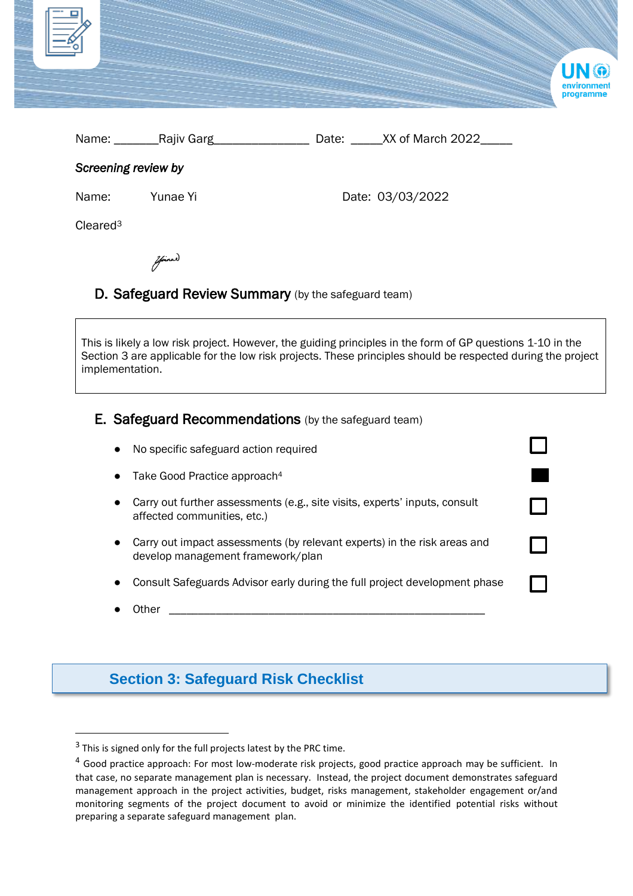Name: _______Rajiv Garg_______________ Date: _____XX of March 2022_____

*Screening review by*

Name: Yunae Yi Date: 03/03/2022

Cleared[3]

## D. Safeguard Review Summary (by the safeguard team)

This is likely a low risk project. However, the guiding principles in the form of GP questions 1-10 in the Section 3 are applicable for the low risk projects. These principles should be respected during the project implementation.

## E. Safeguard Recommendations (by the safeguard team)

- No specific safeguard action required ☐
- Take Good Practice approach[4] ■
- Carry out further assessments (e.g., site visits, experts' inputs, consult affected communities, etc.) ☐
- Carry out impact assessments (by relevant experts) in the risk areas and develop management framework/plan ☐
- Consult Safeguards Advisor early during the full project development phase ☐
- Other _______________________________________________________

# Section 3: Safeguard Risk Checklist

---

[3] This is signed only for the full projects latest by the PRC time.

[4] Good practice approach: For most low-moderate risk projects, good practice approach may be sufficient. In that case, no separate management plan is necessary. Instead, the project document demonstrates safeguard management approach in the project activities, budget, risks management, stakeholder engagement or/and monitoring segments of the project document to avoid or minimize the identified potential risks without preparing a separate safeguard management plan.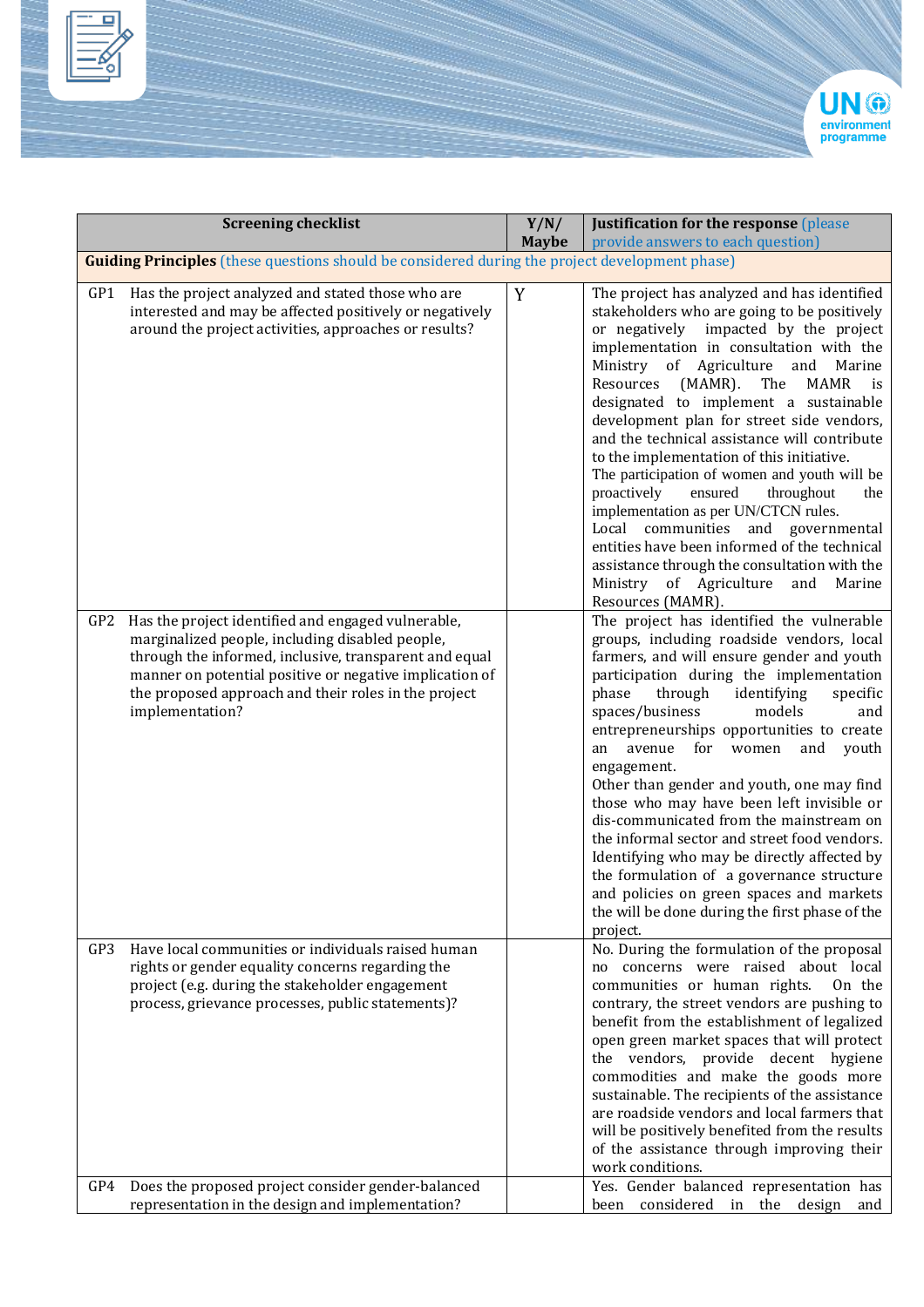| Screening checklist | Y/N/ Maybe | Justification for the response (please provide answers to each question) |
|---|---|---|
| **Guiding Principles** (these questions should be considered during the project development phase) | | |
| GP1 Has the project analyzed and stated those who are interested and may be affected positively or negatively around the project activities, approaches or results? | Y | The project has analyzed and has identified stakeholders who are going to be positively or negatively impacted by the project implementation in consultation with the Ministry of Agriculture and Marine Resources (MAMR). The MAMR is designated to implement a sustainable development plan for street side vendors, and the technical assistance will contribute to the implementation of this initiative. The participation of women and youth will be proactively ensured throughout the implementation as per UN/CTCN rules. Local communities and governmental entities have been informed of the technical assistance through the consultation with the Ministry of Agriculture and Marine Resources (MAMR). |
| GP2 Has the project identified and engaged vulnerable, marginalized people, including disabled people, through the informed, inclusive, transparent and equal manner on potential positive or negative implication of the proposed approach and their roles in the project implementation? | | The project has identified the vulnerable groups, including roadside vendors, local farmers, and will ensure gender and youth participation during the implementation phase through identifying specific spaces/business models and entrepreneurships opportunities to create an avenue for women and youth engagement. Other than gender and youth, one may find those who may have been left invisible or dis-communicated from the mainstream on the informal sector and street food vendors. Identifying who may be directly affected by the formulation of a governance structure and policies on green spaces and markets the will be done during the first phase of the project. |
| GP3 Have local communities or individuals raised human rights or gender equality concerns regarding the project (e.g. during the stakeholder engagement process, grievance processes, public statements)? | | No. During the formulation of the proposal no concerns were raised about local communities or human rights. On the contrary, the street vendors are pushing to benefit from the establishment of legalized open green market spaces that will protect the vendors, provide decent hygiene commodities and make the goods more sustainable. The recipients of the assistance are roadside vendors and local farmers that will be positively benefited from the results of the assistance through improving their work conditions. |
| GP4 Does the proposed project consider gender-balanced representation in the design and implementation? | | Yes. Gender balanced representation has been considered in the design and |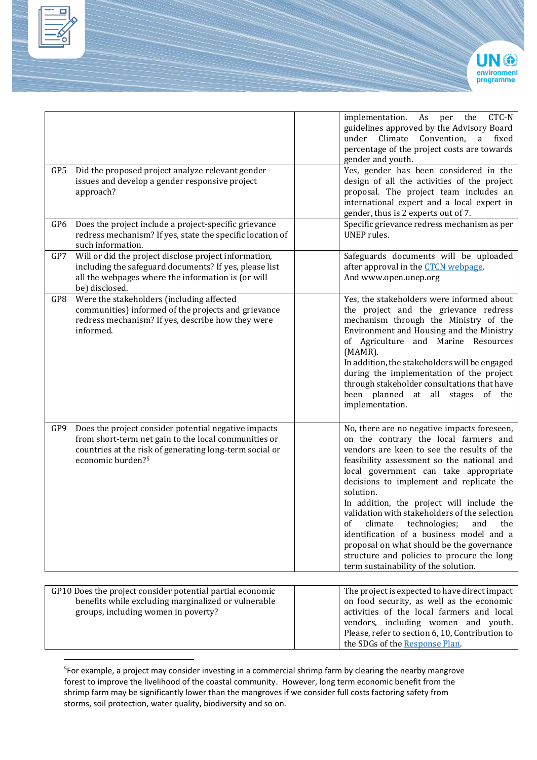| | | |
|---|---|---|
| | | implementation. As per the CTC-N guidelines approved by the Advisory Board under Climate Convention, a fixed percentage of the project costs are towards gender and youth. |
| GP5 Did the proposed project analyze relevant gender issues and develop a gender responsive project approach? | | Yes, gender has been considered in the design of all the activities of the project proposal. The project team includes an international expert and a local expert in gender, thus is 2 experts out of 7. |
| GP6 Does the project include a project-specific grievance redress mechanism? If yes, state the specific location of such information. | | Specific grievance redress mechanism as per UNEP rules. |
| GP7 Will or did the project disclose project information, including the safeguard documents? If yes, please list all the webpages where the information is (or will be) disclosed. | | Safeguards documents will be uploaded after approval in the [CTCN webpage](). And www.open.unep.org |
| GP8 Were the stakeholders (including affected communities) informed of the projects and grievance redress mechanism? If yes, describe how they were informed. | | Yes, the stakeholders were informed about the project and the grievance redress mechanism through the Ministry of the Environment and Housing and the Ministry of Agriculture and Marine Resources (MAMR).<br>In addition, the stakeholders will be engaged during the implementation of the project through stakeholder consultations that have been planned at all stages of the implementation. |
| GP9 Does the project consider potential negative impacts from short-term net gain to the local communities or countries at the risk of generating long-term social or economic burden?[5] | | No, there are no negative impacts foreseen, on the contrary the local farmers and vendors are keen to see the results of the feasibility assessment so the national and local government can take appropriate decisions to implement and replicate the solution.<br>In addition, the project will include the validation with stakeholders of the selection of climate technologies; and the identification of a business model and a proposal on what should be the governance structure and policies to procure the long term sustainability of the solution. |
| GP10 Does the project consider potential partial economic benefits while excluding marginalized or vulnerable groups, including women in poverty? | | The project is expected to have direct impact on food security, as well as the economic activities of the local farmers and local vendors, including women and youth. Please, refer to section 6, 10, Contribution to the SDGs of the [Response Plan](). |

[5]For example, a project may consider investing in a commercial shrimp farm by clearing the nearby mangrove forest to improve the livelihood of the coastal community. However, long term economic benefit from the shrimp farm may be significantly lower than the mangroves if we consider full costs factoring safety from storms, soil protection, water quality, biodiversity and so on.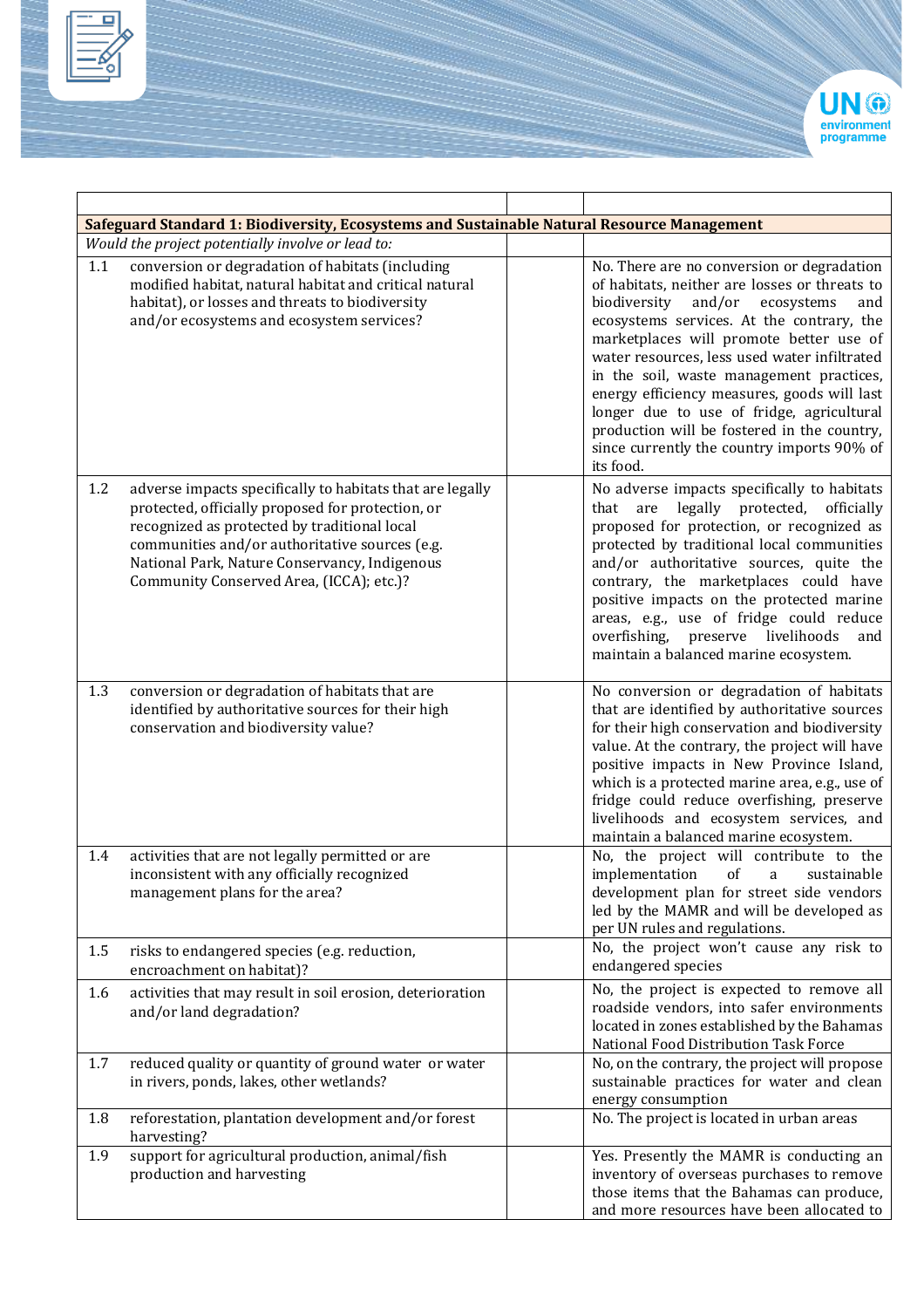| | | |
|---|---|---|
| **Safeguard Standard 1: Biodiversity, Ecosystems and Sustainable Natural Resource Management** | | |
| *Would the project potentially involve or lead to:* | | |
| 1.1 conversion or degradation of habitats (including modified habitat, natural habitat and critical natural habitat), or losses and threats to biodiversity and/or ecosystems and ecosystem services? | | No. There are no conversion or degradation of habitats, neither are losses or threats to biodiversity and/or ecosystems and ecosystems services. At the contrary, the marketplaces will promote better use of water resources, less used water infiltrated in the soil, waste management practices, energy efficiency measures, goods will last longer due to use of fridge, agricultural production will be fostered in the country, since currently the country imports 90% of its food. |
| 1.2 adverse impacts specifically to habitats that are legally protected, officially proposed for protection, or recognized as protected by traditional local communities and/or authoritative sources (e.g. National Park, Nature Conservancy, Indigenous Community Conserved Area, (ICCA); etc.)? | | No adverse impacts specifically to habitats that are legally protected, officially proposed for protection, or recognized as protected by traditional local communities and/or authoritative sources, quite the contrary, the marketplaces could have positive impacts on the protected marine areas, e.g., use of fridge could reduce overfishing, preserve livelihoods and maintain a balanced marine ecosystem. |
| 1.3 conversion or degradation of habitats that are identified by authoritative sources for their high conservation and biodiversity value? | | No conversion or degradation of habitats that are identified by authoritative sources for their high conservation and biodiversity value. At the contrary, the project will have positive impacts in New Province Island, which is a protected marine area, e.g., use of fridge could reduce overfishing, preserve livelihoods and ecosystem services, and maintain a balanced marine ecosystem. |
| 1.4 activities that are not legally permitted or are inconsistent with any officially recognized management plans for the area? | | No, the project will contribute to the implementation of a sustainable development plan for street side vendors led by the MAMR and will be developed as per UN rules and regulations. |
| 1.5 risks to endangered species (e.g. reduction, encroachment on habitat)? | | No, the project won't cause any risk to endangered species |
| 1.6 activities that may result in soil erosion, deterioration and/or land degradation? | | No, the project is expected to remove all roadside vendors, into safer environments located in zones established by the Bahamas National Food Distribution Task Force |
| 1.7 reduced quality or quantity of ground water or water in rivers, ponds, lakes, other wetlands? | | No, on the contrary, the project will propose sustainable practices for water and clean energy consumption |
| 1.8 reforestation, plantation development and/or forest harvesting? | | No. The project is located in urban areas |
| 1.9 support for agricultural production, animal/fish production and harvesting | | Yes. Presently the MAMR is conducting an inventory of overseas purchases to remove those items that the Bahamas can produce, and more resources have been allocated to |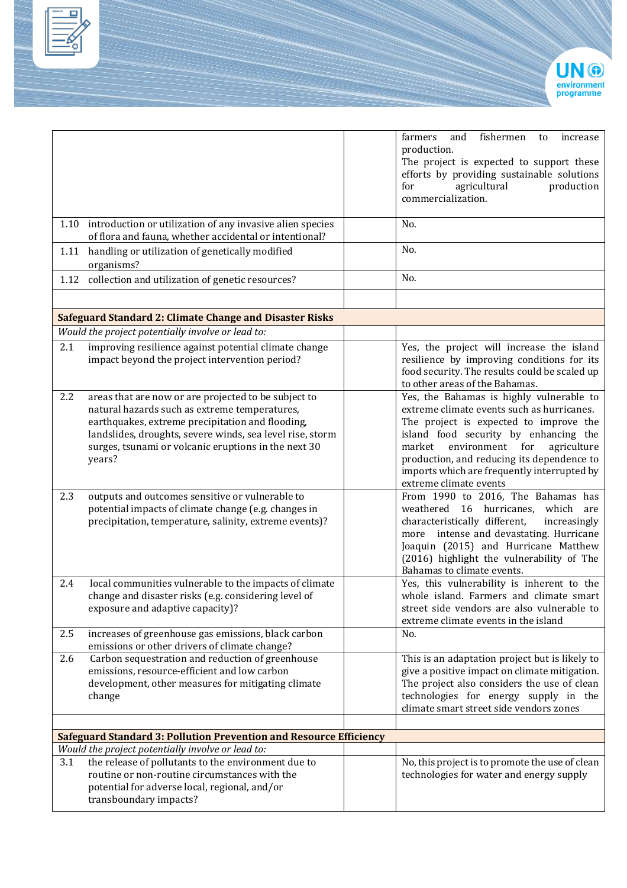|  |  |  |
|---|---|---|
|  |  | farmers and fishermen to increase production. The project is expected to support these efforts by providing sustainable solutions for agricultural production commercialization. |
| 1.10 introduction or utilization of any invasive alien species of flora and fauna, whether accidental or intentional? |  | No. |
| 1.11 handling or utilization of genetically modified organisms? |  | No. |
| 1.12 collection and utilization of genetic resources? |  | No. |
|  |  |  |
| **Safeguard Standard 2: Climate Change and Disaster Risks** | | |
| *Would the project potentially involve or lead to:* |  |  |
| 2.1 improving resilience against potential climate change impact beyond the project intervention period? |  | Yes, the project will increase the island resilience by improving conditions for its food security. The results could be scaled up to other areas of the Bahamas. |
| 2.2 areas that are now or are projected to be subject to natural hazards such as extreme temperatures, earthquakes, extreme precipitation and flooding, landslides, droughts, severe winds, sea level rise, storm surges, tsunami or volcanic eruptions in the next 30 years? |  | Yes, the Bahamas is highly vulnerable to extreme climate events such as hurricanes. The project is expected to improve the island food security by enhancing the market environment for agriculture production, and reducing its dependence to imports which are frequently interrupted by extreme climate events |
| 2.3 outputs and outcomes sensitive or vulnerable to potential impacts of climate change (e.g. changes in precipitation, temperature, salinity, extreme events)? |  | From 1990 to 2016, The Bahamas has weathered 16 hurricanes, which are characteristically different, increasingly more intense and devastating. Hurricane Joaquin (2015) and Hurricane Matthew (2016) highlight the vulnerability of The Bahamas to climate events. |
| 2.4 local communities vulnerable to the impacts of climate change and disaster risks (e.g. considering level of exposure and adaptive capacity)? |  | Yes, this vulnerability is inherent to the whole island. Farmers and climate smart street side vendors are also vulnerable to extreme climate events in the island |
| 2.5 increases of greenhouse gas emissions, black carbon emissions or other drivers of climate change? |  | No. |
| 2.6 Carbon sequestration and reduction of greenhouse emissions, resource-efficient and low carbon development, other measures for mitigating climate change |  | This is an adaptation project but is likely to give a positive impact on climate mitigation. The project also considers the use of clean technologies for energy supply in the climate smart street side vendors zones |
|  |  |  |
| **Safeguard Standard 3: Pollution Prevention and Resource Efficiency** | | |
| *Would the project potentially involve or lead to:* |  |  |
| 3.1 the release of pollutants to the environment due to routine or non-routine circumstances with the potential for adverse local, regional, and/or transboundary impacts? |  | No, this project is to promote the use of clean technologies for water and energy supply |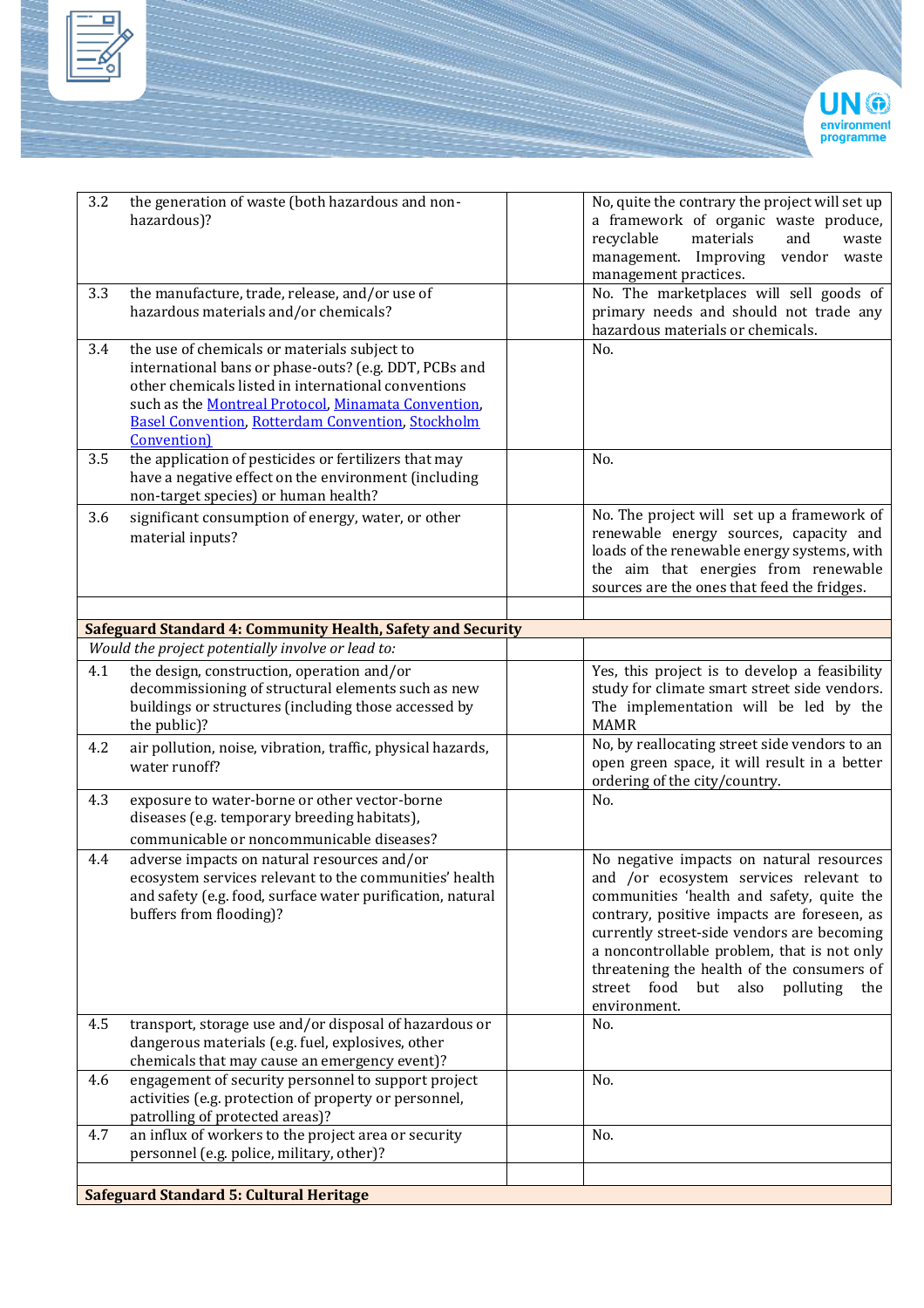| | | | |
|---|---|---|---|
| 3.2 | the generation of waste (both hazardous and non-hazardous)? | | No, quite the contrary the project will set up a framework of organic waste produce, recyclable materials and waste management. Improving vendor waste management practices. |
| 3.3 | the manufacture, trade, release, and/or use of hazardous materials and/or chemicals? | | No. The marketplaces will sell goods of primary needs and should not trade any hazardous materials or chemicals. |
| 3.4 | the use of chemicals or materials subject to international bans or phase-outs? (e.g. DDT, PCBs and other chemicals listed in international conventions such as the Montreal Protocol, Minamata Convention, Basel Convention, Rotterdam Convention, Stockholm Convention) | | No. |
| 3.5 | the application of pesticides or fertilizers that may have a negative effect on the environment (including non-target species) or human health? | | No. |
| 3.6 | significant consumption of energy, water, or other material inputs? | | No. The project will set up a framework of renewable energy sources, capacity and loads of the renewable energy systems, with the aim that energies from renewable sources are the ones that feed the fridges. |
| | | | |
| **Safeguard Standard 4: Community Health, Safety and Security** | | | |
| *Would the project potentially involve or lead to:* | | | |
| 4.1 | the design, construction, operation and/or decommissioning of structural elements such as new buildings or structures (including those accessed by the public)? | | Yes, this project is to develop a feasibility study for climate smart street side vendors. The implementation will be led by the MAMR |
| 4.2 | air pollution, noise, vibration, traffic, physical hazards, water runoff? | | No, by reallocating street side vendors to an open green space, it will result in a better ordering of the city/country. |
| 4.3 | exposure to water-borne or other vector-borne diseases (e.g. temporary breeding habitats), communicable or noncommunicable diseases? | | No. |
| 4.4 | adverse impacts on natural resources and/or ecosystem services relevant to the communities' health and safety (e.g. food, surface water purification, natural buffers from flooding)? | | No negative impacts on natural resources and /or ecosystem services relevant to communities 'health and safety, quite the contrary, positive impacts are foreseen, as currently street-side vendors are becoming a noncontrollable problem, that is not only threatening the health of the consumers of street food but also polluting the environment. |
| 4.5 | transport, storage use and/or disposal of hazardous or dangerous materials (e.g. fuel, explosives, other chemicals that may cause an emergency event)? | | No. |
| 4.6 | engagement of security personnel to support project activities (e.g. protection of property or personnel, patrolling of protected areas)? | | No. |
| 4.7 | an influx of workers to the project area or security personnel (e.g. police, military, other)? | | No. |
| | | | |
| **Safeguard Standard 5: Cultural Heritage** | | | |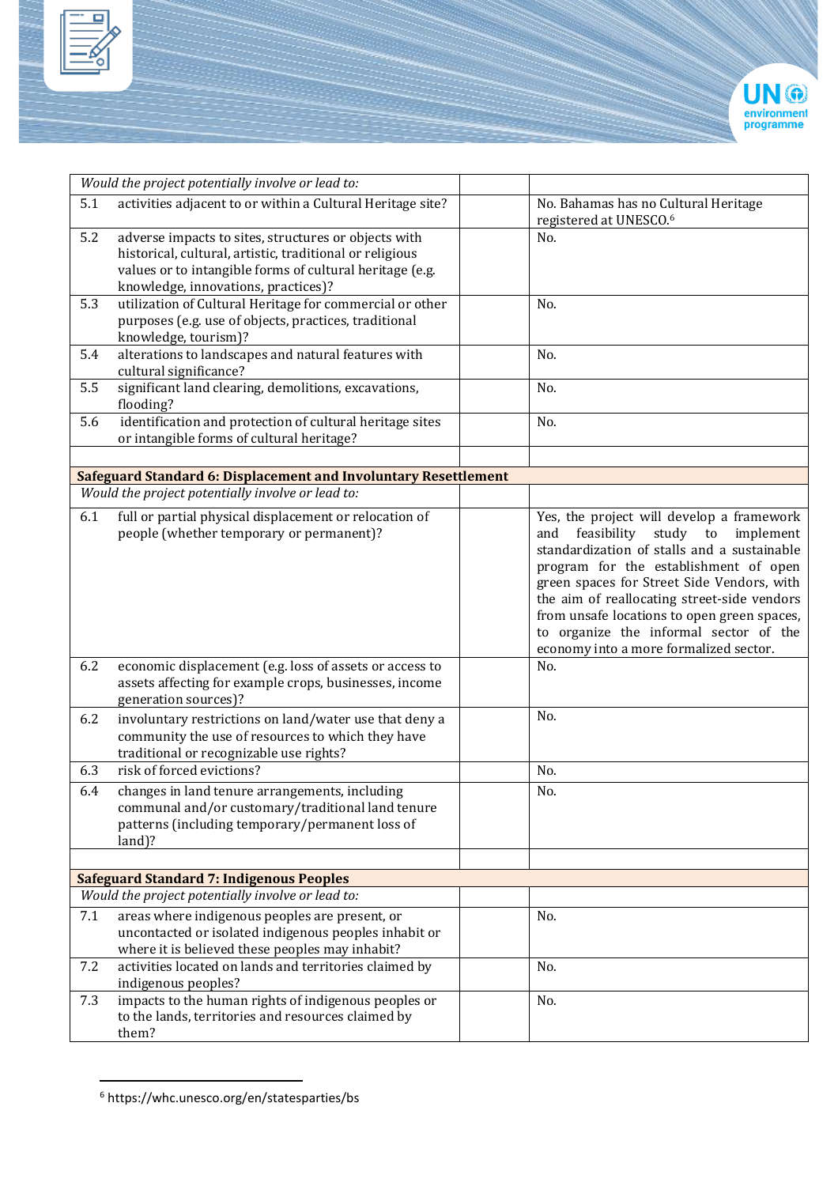| Would the project potentially involve or lead to: | | |
|---|---|---|
| 5.1 activities adjacent to or within a Cultural Heritage site? | | No. Bahamas has no Cultural Heritage registered at UNESCO.[6] |
| 5.2 adverse impacts to sites, structures or objects with historical, cultural, artistic, traditional or religious values or to intangible forms of cultural heritage (e.g. knowledge, innovations, practices)? | | No. |
| 5.3 utilization of Cultural Heritage for commercial or other purposes (e.g. use of objects, practices, traditional knowledge, tourism)? | | No. |
| 5.4 alterations to landscapes and natural features with cultural significance? | | No. |
| 5.5 significant land clearing, demolitions, excavations, flooding? | | No. |
| 5.6 identification and protection of cultural heritage sites or intangible forms of cultural heritage? | | No. |
| | | |
| **Safeguard Standard 6: Displacement and Involuntary Resettlement** | | |
| *Would the project potentially involve or lead to:* | | |
| 6.1 full or partial physical displacement or relocation of people (whether temporary or permanent)? | | Yes, the project will develop a framework and feasibility study to implement standardization of stalls and a sustainable program for the establishment of open green spaces for Street Side Vendors, with the aim of reallocating street-side vendors from unsafe locations to open green spaces, to organize the informal sector of the economy into a more formalized sector. |
| 6.2 economic displacement (e.g. loss of assets or access to assets affecting for example crops, businesses, income generation sources)? | | No. |
| 6.2 involuntary restrictions on land/water use that deny a community the use of resources to which they have traditional or recognizable use rights? | | No. |
| 6.3 risk of forced evictions? | | No. |
| 6.4 changes in land tenure arrangements, including communal and/or customary/traditional land tenure patterns (including temporary/permanent loss of land)? | | No. |
| | | |
| **Safeguard Standard 7: Indigenous Peoples** | | |
| *Would the project potentially involve or lead to:* | | |
| 7.1 areas where indigenous peoples are present, or uncontacted or isolated indigenous peoples inhabit or where it is believed these peoples may inhabit? | | No. |
| 7.2 activities located on lands and territories claimed by indigenous peoples? | | No. |
| 7.3 impacts to the human rights of indigenous peoples or to the lands, territories and resources claimed by them? | | No. |

[6] https://whc.unesco.org/en/statesparties/bs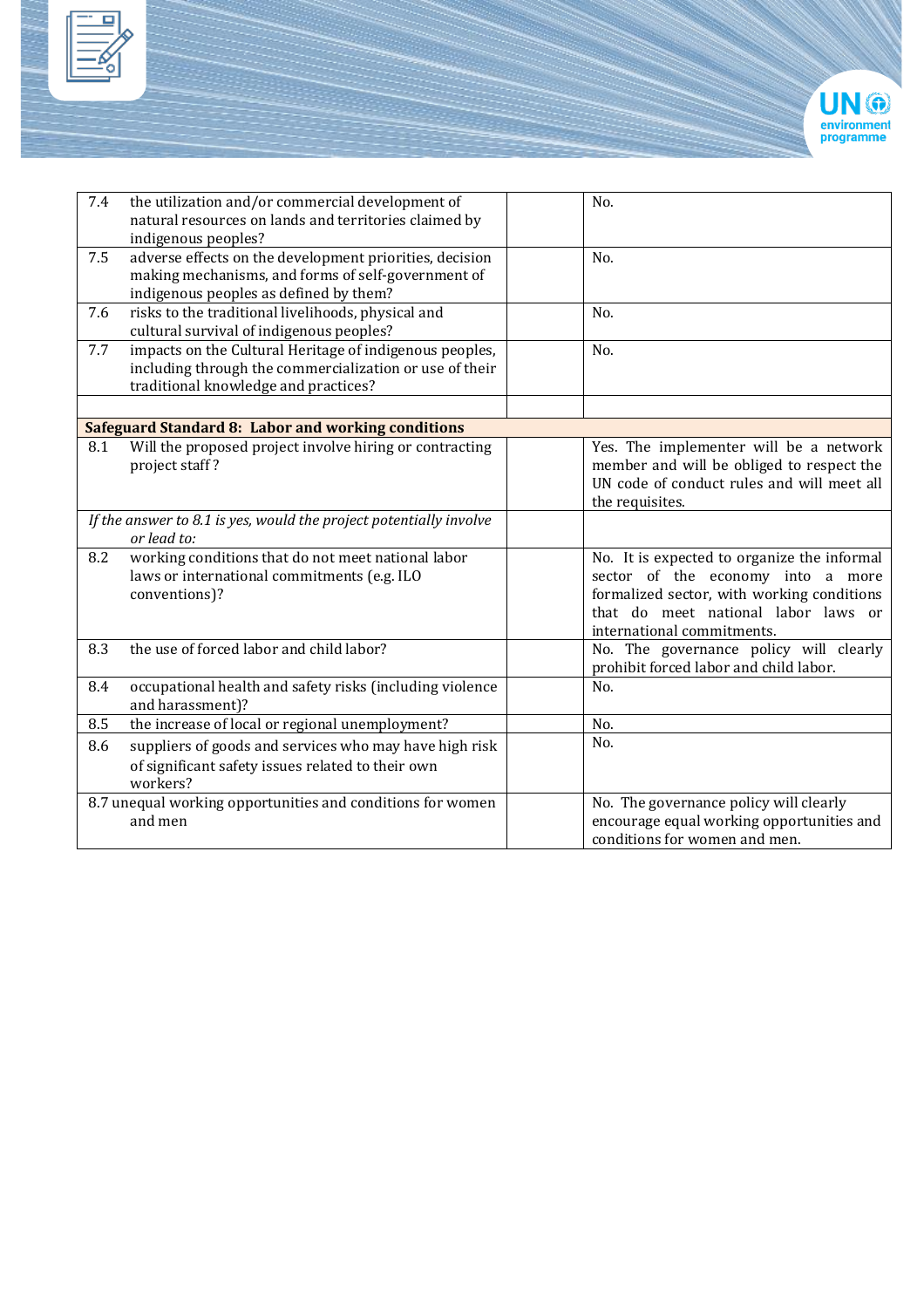| | | | |
|---|---|---|---|
| 7.4 | the utilization and/or commercial development of natural resources on lands and territories claimed by indigenous peoples? | | No. |
| 7.5 | adverse effects on the development priorities, decision making mechanisms, and forms of self-government of indigenous peoples as defined by them? | | No. |
| 7.6 | risks to the traditional livelihoods, physical and cultural survival of indigenous peoples? | | No. |
| 7.7 | impacts on the Cultural Heritage of indigenous peoples, including through the commercialization or use of their traditional knowledge and practices? | | No. |
| | | | |
| **Safeguard Standard 8: Labor and working conditions** | | | |
| 8.1 | Will the proposed project involve hiring or contracting project staff ? | | Yes. The implementer will be a network member and will be obliged to respect the UN code of conduct rules and will meet all the requisites. |
| *If the answer to 8.1 is yes, would the project potentially involve or lead to:* | | | |
| 8.2 | working conditions that do not meet national labor laws or international commitments (e.g. ILO conventions)? | | No. It is expected to organize the informal sector of the economy into a more formalized sector, with working conditions that do meet national labor laws or international commitments. |
| 8.3 | the use of forced labor and child labor? | | No. The governance policy will clearly prohibit forced labor and child labor. |
| 8.4 | occupational health and safety risks (including violence and harassment)? | | No. |
| 8.5 | the increase of local or regional unemployment? | | No. |
| 8.6 | suppliers of goods and services who may have high risk of significant safety issues related to their own workers? | | No. |
| 8.7 | unequal working opportunities and conditions for women and men | | No. The governance policy will clearly encourage equal working opportunities and conditions for women and men. |